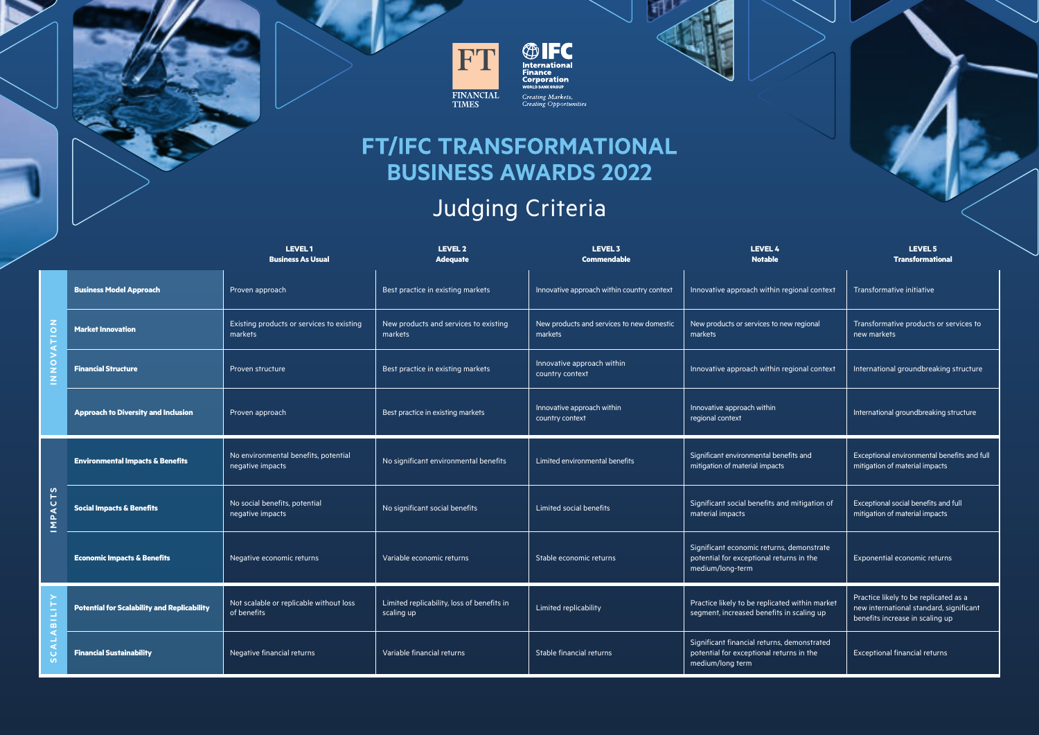# FT/IFC TRANSFORMATIONAL BUSINESS AWARDS 2022

## Judging Criteria

| | | LEVEL 1 Business As Usual | LEVEL 2 Adequate | LEVEL 3 Commendable | LEVEL 4 Notable | LEVEL 5 Transformational |
|---|---|---|---|---|---|---|
| INNOVATION | **Business Model Approach** | Proven approach | Best practice in existing markets | Innovative approach within country context | Innovative approach within regional context | Transformative initiative |
| | **Market Innovation** | Existing products or services to existing markets | New products and services to existing markets | New products and services to new domestic markets | New products or services to new regional markets | Transformative products or services to new markets |
| | **Financial Structure** | Proven structure | Best practice in existing markets | Innovative approach within country context | Innovative approach within regional context | International groundbreaking structure |
| | **Approach to Diversity and Inclusion** | Proven approach | Best practice in existing markets | Innovative approach within country context | Innovative approach within regional context | International groundbreaking structure |
| IMPACTS | **Environmental Impacts & Benefits** | No environmental benefits, potential negative impacts | No significant environmental benefits | Limited environmental benefits | Significant environmental benefits and mitigation of material impacts | Exceptional environmental benefits and full mitigation of material impacts |
| | **Social Impacts & Benefits** | No social benefits, potential negative impacts | No significant social benefits | Limited social benefits | Significant social benefits and mitigation of material impacts | Exceptional social benefits and full mitigation of material impacts |
| | **Economic Impacts & Benefits** | Negative economic returns | Variable economic returns | Stable economic returns | Significant economic returns, demonstrate potential for exceptional returns in the medium/long-term | Exponential economic returns |
| SCALABILITY | **Potential for Scalability and Replicability** | Not scalable or replicable without loss of benefits | Limited replicability, loss of benefits in scaling up | Limited replicability | Practice likely to be replicated within market segment, increased benefits in scaling up | Practice likely to be replicated as a new international standard, significant benefits increase in scaling up |
| | **Financial Sustainability** | Negative financial returns | Variable financial returns | Stable financial returns | Significant financial returns, demonstrated potential for exceptional returns in the medium/long term | Exceptional financial returns |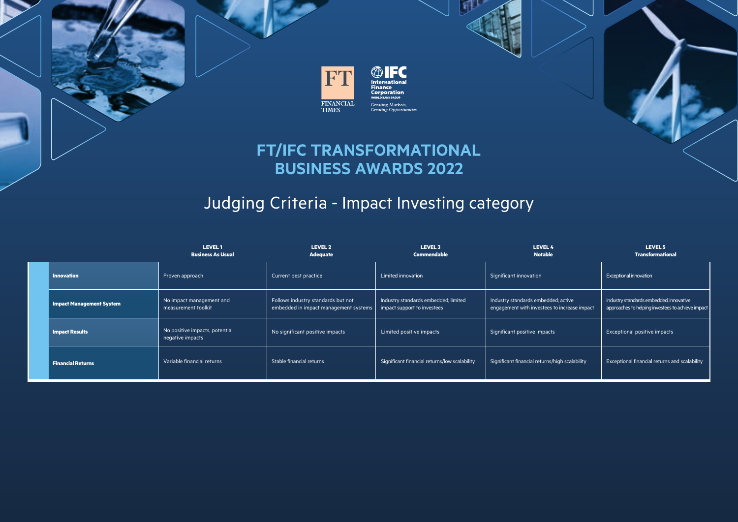# FT/IFC TRANSFORMATIONAL BUSINESS AWARDS 2022

## Judging Criteria - Impact Investing category

| | LEVEL 1 Business As Usual | LEVEL 2 Adequate | LEVEL 3 Commendable | LEVEL 4 Notable | LEVEL 5 Transformational |
|---|---|---|---|---|---|
| **Innovation** | Proven approach | Current best practice | Limited innovation | Significant innovation | Exceptional innovation |
| **Impact Management System** | No impact management and measurement toolkit | Follows industry standards but not embedded in impact management systems | Industry standards embedded; limited impact support to investees | Industry standards embedded; active engagement with investees to increase impact | Industry standards embedded, innovative approaches to helping investees to achieve impact |
| **Impact Results** | No positive impacts, potential negative impacts | No significant positive impacts | Limited positive impacts | Significant positive impacts | Exceptional positive impacts |
| **Financial Returns** | Variable financial returns | Stable financial returns | Significant financial returns/low scalability | Significant financial returns/high scalability | Exceptional financial returns and scalability |